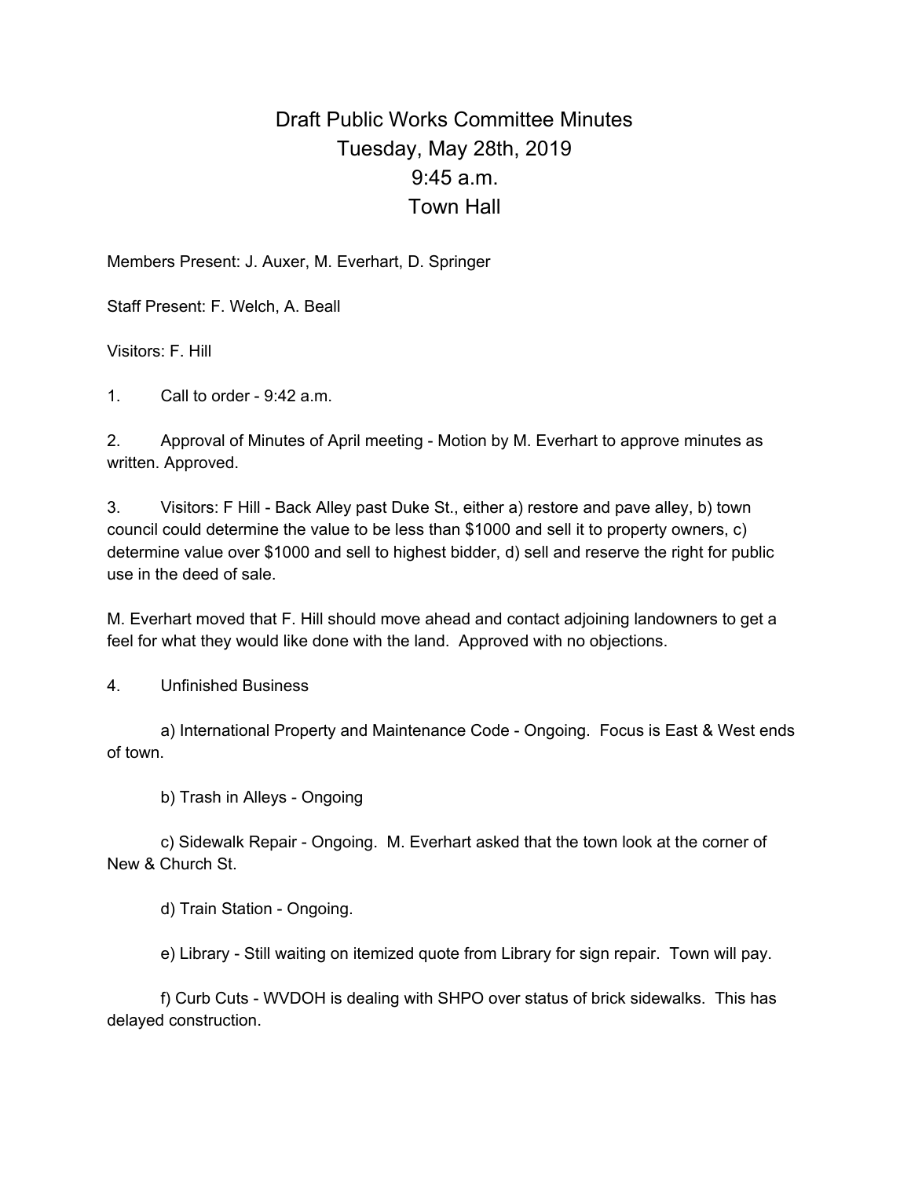# Draft Public Works Committee Minutes
## Tuesday, May 28th, 2019
## 9:45 a.m.
## Town Hall

Members Present: J. Auxer, M. Everhart, D. Springer

Staff Present: F. Welch, A. Beall

Visitors: F. Hill

1. Call to order - 9:42 a.m.

2. Approval of Minutes of April meeting - Motion by M. Everhart to approve minutes as written. Approved.

3. Visitors: F Hill - Back Alley past Duke St., either a) restore and pave alley, b) town council could determine the value to be less than $1000 and sell it to property owners, c) determine value over $1000 and sell to highest bidder, d) sell and reserve the right for public use in the deed of sale.

M. Everhart moved that F. Hill should move ahead and contact adjoining landowners to get a feel for what they would like done with the land. Approved with no objections.

4. Unfinished Business

a) International Property and Maintenance Code - Ongoing. Focus is East & West ends of town.

b) Trash in Alleys - Ongoing

c) Sidewalk Repair - Ongoing. M. Everhart asked that the town look at the corner of New & Church St.

d) Train Station - Ongoing.

e) Library - Still waiting on itemized quote from Library for sign repair. Town will pay.

f) Curb Cuts - WVDOH is dealing with SHPO over status of brick sidewalks. This has delayed construction.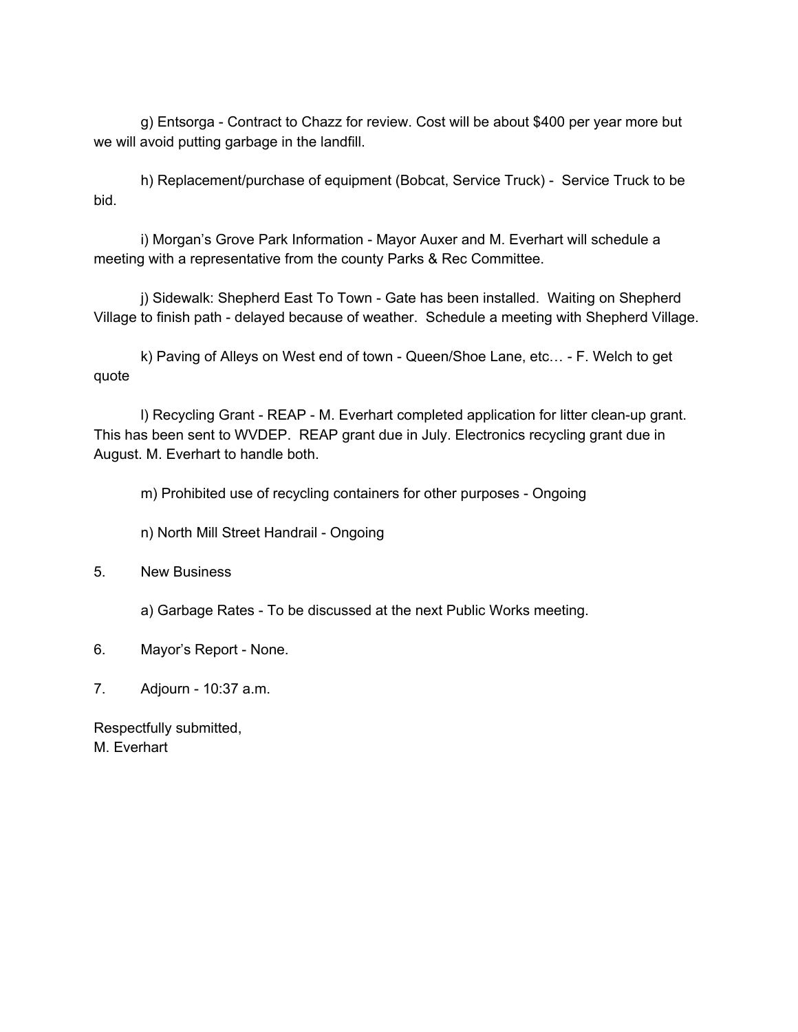g) Entsorga - Contract to Chazz for review. Cost will be about $400 per year more but we will avoid putting garbage in the landfill.

h) Replacement/purchase of equipment (Bobcat, Service Truck) - Service Truck to be bid.

i) Morgan's Grove Park Information - Mayor Auxer and M. Everhart will schedule a meeting with a representative from the county Parks & Rec Committee.

j) Sidewalk: Shepherd East To Town - Gate has been installed. Waiting on Shepherd Village to finish path - delayed because of weather. Schedule a meeting with Shepherd Village.

k) Paving of Alleys on West end of town - Queen/Shoe Lane, etc… - F. Welch to get quote

l) Recycling Grant - REAP - M. Everhart completed application for litter clean-up grant. This has been sent to WVDEP. REAP grant due in July. Electronics recycling grant due in August. M. Everhart to handle both.

m) Prohibited use of recycling containers for other purposes - Ongoing

n) North Mill Street Handrail - Ongoing

5. New Business

   a) Garbage Rates - To be discussed at the next Public Works meeting.

6. Mayor's Report - None.

7. Adjourn - 10:37 a.m.

Respectfully submitted,
M. Everhart